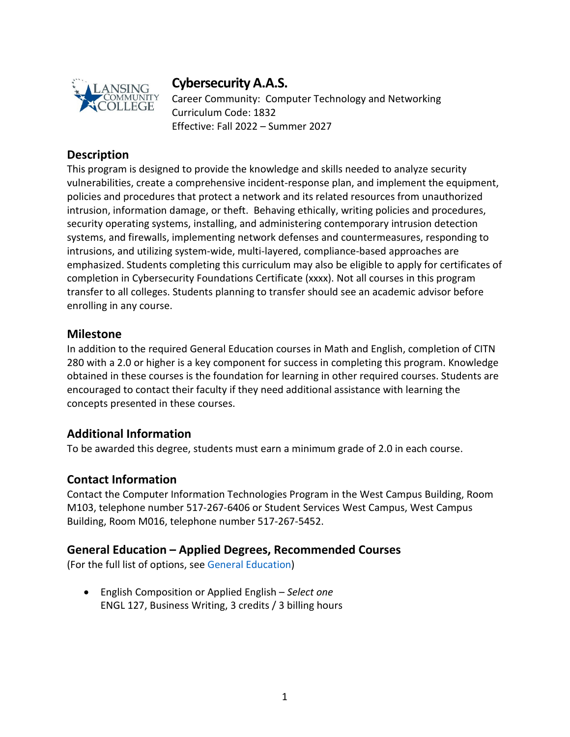# Cybersecurity A.A.S.

Career Community: Computer Technology and Networking
Curriculum Code: 1832
Effective: Fall 2022 – Summer 2027

## Description

This program is designed to provide the knowledge and skills needed to analyze security vulnerabilities, create a comprehensive incident-response plan, and implement the equipment, policies and procedures that protect a network and its related resources from unauthorized intrusion, information damage, or theft. Behaving ethically, writing policies and procedures, security operating systems, installing, and administering contemporary intrusion detection systems, and firewalls, implementing network defenses and countermeasures, responding to intrusions, and utilizing system-wide, multi-layered, compliance-based approaches are emphasized. Students completing this curriculum may also be eligible to apply for certificates of completion in Cybersecurity Foundations Certificate (xxxx). Not all courses in this program transfer to all colleges. Students planning to transfer should see an academic advisor before enrolling in any course.

## Milestone

In addition to the required General Education courses in Math and English, completion of CITN 280 with a 2.0 or higher is a key component for success in completing this program. Knowledge obtained in these courses is the foundation for learning in other required courses. Students are encouraged to contact their faculty if they need additional assistance with learning the concepts presented in these courses.

## Additional Information

To be awarded this degree, students must earn a minimum grade of 2.0 in each course.

## Contact Information

Contact the Computer Information Technologies Program in the West Campus Building, Room M103, telephone number 517-267-6406 or Student Services West Campus, West Campus Building, Room M016, telephone number 517-267-5452.

## General Education – Applied Degrees, Recommended Courses

(For the full list of options, see General Education)

- English Composition or Applied English – *Select one*
  ENGL 127, Business Writing, 3 credits / 3 billing hours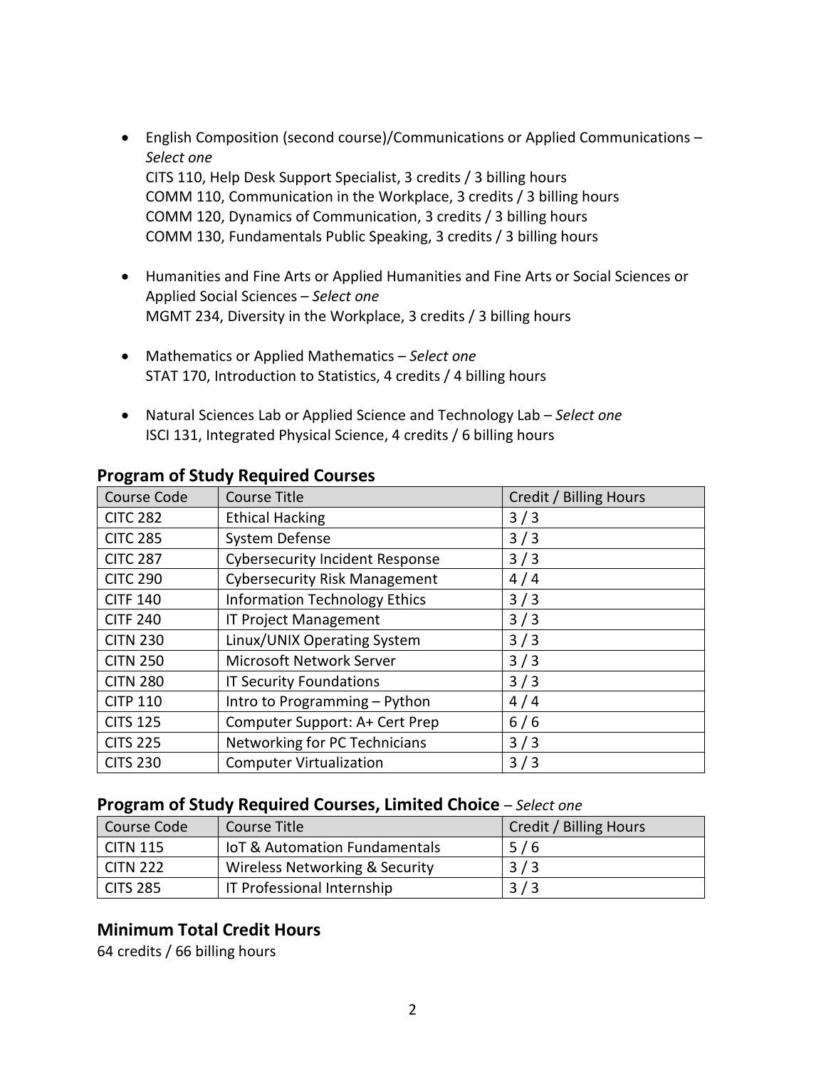- English Composition (second course)/Communications or Applied Communications – *Select one*
  CITS 110, Help Desk Support Specialist, 3 credits / 3 billing hours
  COMM 110, Communication in the Workplace, 3 credits / 3 billing hours
  COMM 120, Dynamics of Communication, 3 credits / 3 billing hours
  COMM 130, Fundamentals Public Speaking, 3 credits / 3 billing hours

- Humanities and Fine Arts or Applied Humanities and Fine Arts or Social Sciences or Applied Social Sciences – *Select one*
  MGMT 234, Diversity in the Workplace, 3 credits / 3 billing hours

- Mathematics or Applied Mathematics – *Select one*
  STAT 170, Introduction to Statistics, 4 credits / 4 billing hours

- Natural Sciences Lab or Applied Science and Technology Lab – *Select one*
  ISCI 131, Integrated Physical Science, 4 credits / 6 billing hours

## Program of Study Required Courses

| Course Code | Course Title | Credit / Billing Hours |
|---|---|---|
| CITC 282 | Ethical Hacking | 3 / 3 |
| CITC 285 | System Defense | 3 / 3 |
| CITC 287 | Cybersecurity Incident Response | 3 / 3 |
| CITC 290 | Cybersecurity Risk Management | 4 / 4 |
| CITF 140 | Information Technology Ethics | 3 / 3 |
| CITF 240 | IT Project Management | 3 / 3 |
| CITN 230 | Linux/UNIX Operating System | 3 / 3 |
| CITN 250 | Microsoft Network Server | 3 / 3 |
| CITN 280 | IT Security Foundations | 3 / 3 |
| CITP 110 | Intro to Programming – Python | 4 / 4 |
| CITS 125 | Computer Support: A+ Cert Prep | 6 / 6 |
| CITS 225 | Networking for PC Technicians | 3 / 3 |
| CITS 230 | Computer Virtualization | 3 / 3 |

## Program of Study Required Courses, Limited Choice – *Select one*

| Course Code | Course Title | Credit / Billing Hours |
|---|---|---|
| CITN 115 | IoT & Automation Fundamentals | 5 / 6 |
| CITN 222 | Wireless Networking & Security | 3 / 3 |
| CITS 285 | IT Professional Internship | 3 / 3 |

## Minimum Total Credit Hours

64 credits / 66 billing hours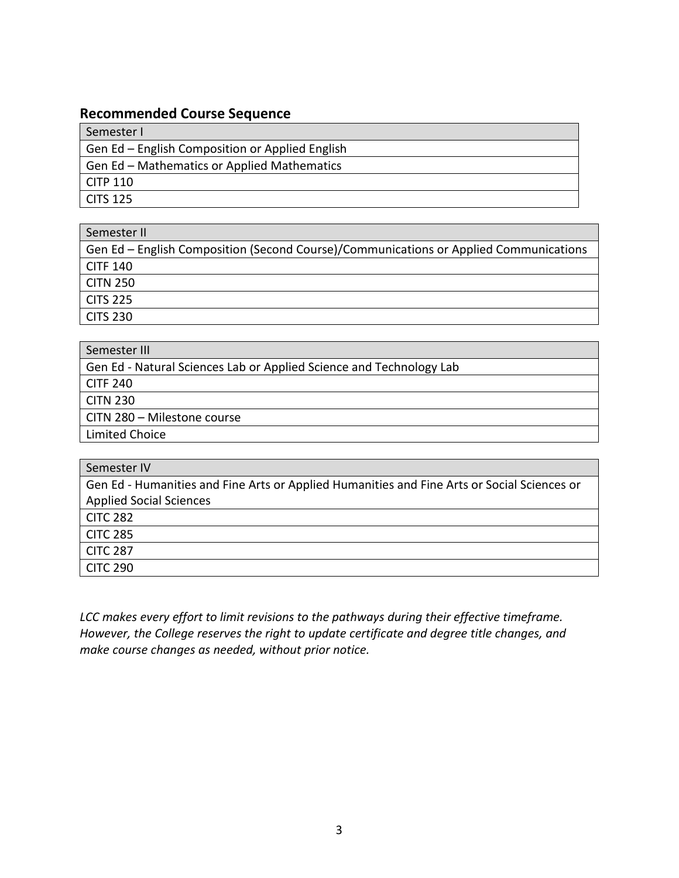## Recommended Course Sequence

| Semester I |
| --- |
| Gen Ed – English Composition or Applied English |
| Gen Ed – Mathematics or Applied Mathematics |
| CITP 110 |
| CITS 125 |

| Semester II |
| --- |
| Gen Ed – English Composition (Second Course)/Communications or Applied Communications |
| CITF 140 |
| CITN 250 |
| CITS 225 |
| CITS 230 |

| Semester III |
| --- |
| Gen Ed - Natural Sciences Lab or Applied Science and Technology Lab |
| CITF 240 |
| CITN 230 |
| CITN 280 – Milestone course |
| Limited Choice |

| Semester IV |
| --- |
| Gen Ed - Humanities and Fine Arts or Applied Humanities and Fine Arts or Social Sciences or Applied Social Sciences |
| CITC 282 |
| CITC 285 |
| CITC 287 |
| CITC 290 |

*LCC makes every effort to limit revisions to the pathways during their effective timeframe. However, the College reserves the right to update certificate and degree title changes, and make course changes as needed, without prior notice.*